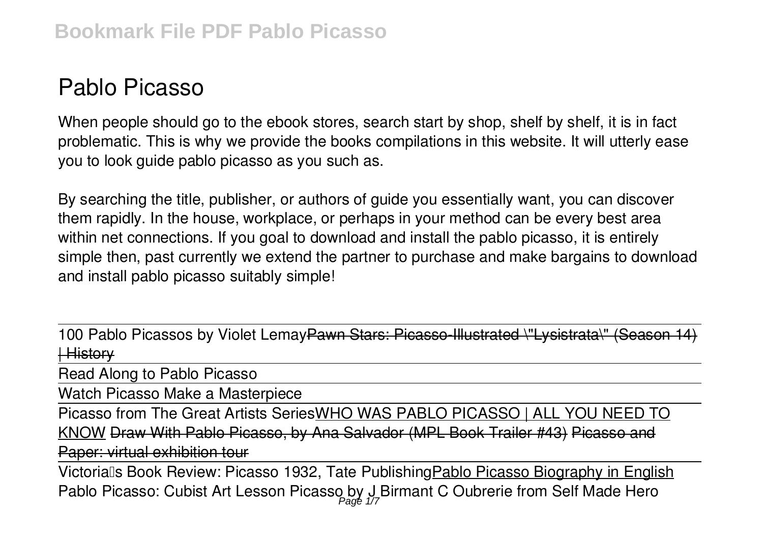# Pablo Picasso

When people should go to the ebook stores, search start by shop, shelf by shelf, it is in fact problematic. This is why we provide the books compilations in this website. It will utterly ease you to look guide pablo picasso as you such as.

By searching the title, publisher, or authors of guide you essentially want, you can discover them rapidly. In the house, workplace, or perhaps in your method can be every best area within net connections. If you goal to download and install the pablo picasso, it is entirely simple then, past currently we extend the partner to purchase and make bargains to download and install pablo picasso suitably simple!

100 Pablo Picassos by Violet Lemay~~Pawn Stars: Picasso-Illustrated \"Lysistrata\" (Season 14) | History~~

Read Along to Pablo Picasso

Watch Picasso Make a Masterpiece

Picasso from The Great Artists SeriesWHO WAS PABLO PICASSO | ALL YOU NEED TO KNOW ~~Draw With Pablo Picasso, by Ana Salvador (MPL Book Trailer #43)~~ ~~Picasso and Paper: virtual exhibition tour~~

Victoria's Book Review: Picasso 1932, Tate PublishingPablo Picasso Biography in English Pablo Picasso: Cubist Art Lesson Picasso by J Birmant C Oubrerie from Self Made Hero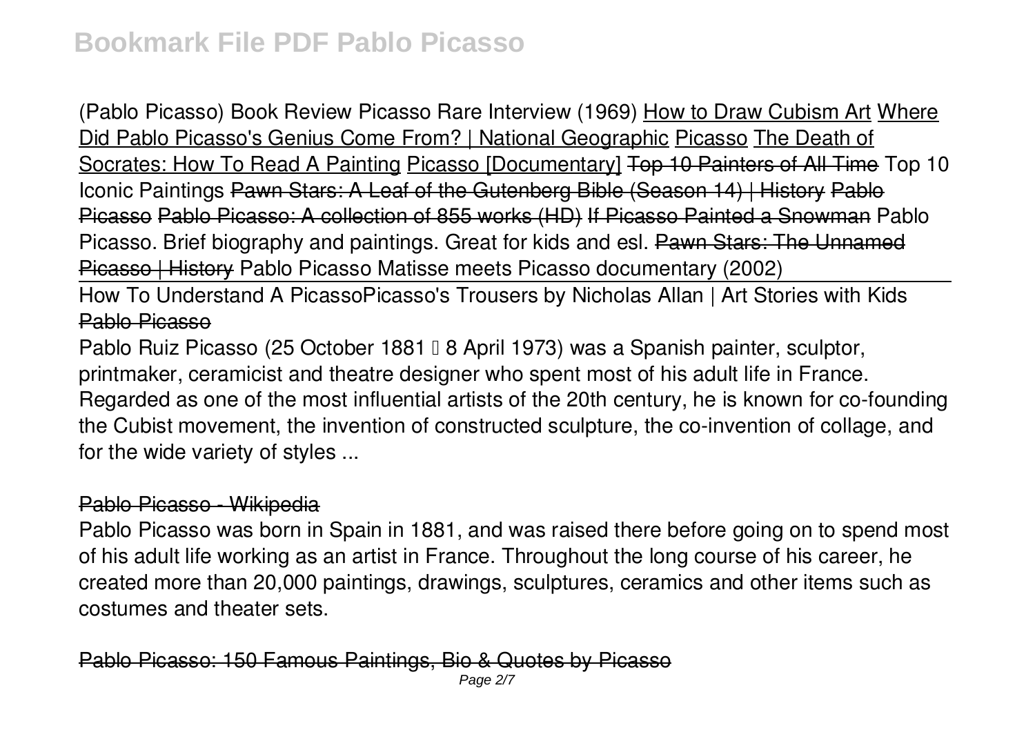(Pablo Picasso) Book Review Picasso Rare Interview (1969) How to Draw Cubism Art Where Did Pablo Picasso's Genius Come From? | National Geographic Picasso The Death of Socrates: How To Read A Painting Picasso [Documentary] ~~Top 10 Painters of All Time~~ Top 10 Iconic Paintings ~~Pawn Stars: A Leaf of the Gutenberg Bible (Season 14) | History~~ ~~Pablo Picasso~~ ~~Pablo Picasso: A collection of 855 works (HD)~~ ~~If Picasso Painted a Snowman~~ Pablo Picasso. Brief biography and paintings. Great for kids and esl. ~~Pawn Stars: The Unnamed Picasso | History~~ Pablo Picasso Matisse meets Picasso documentary (2002)

How To Understand A PicassoPicasso's Trousers by Nicholas Allan | Art Stories with Kids

~~Pablo Picasso~~

Pablo Ruiz Picasso (25 October 1881 – 8 April 1973) was a Spanish painter, sculptor, printmaker, ceramicist and theatre designer who spent most of his adult life in France. Regarded as one of the most influential artists of the 20th century, he is known for co-founding the Cubist movement, the invention of constructed sculpture, the co-invention of collage, and for the wide variety of styles ...

~~Pablo Picasso - Wikipedia~~

Pablo Picasso was born in Spain in 1881, and was raised there before going on to spend most of his adult life working as an artist in France. Throughout the long course of his career, he created more than 20,000 paintings, drawings, sculptures, ceramics and other items such as costumes and theater sets.

~~Pablo Picasso: 150 Famous Paintings, Bio & Quotes by Picasso~~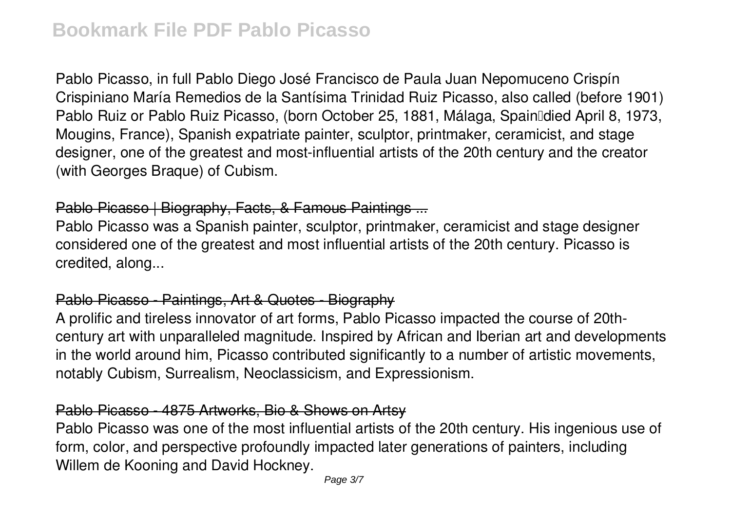Pablo Picasso, in full Pablo Diego José Francisco de Paula Juan Nepomuceno Crispín Crispiniano María Remedios de la Santísima Trinidad Ruiz Picasso, also called (before 1901) Pablo Ruiz or Pablo Ruiz Picasso, (born October 25, 1881, Málaga, Spain—died April 8, 1973, Mougins, France), Spanish expatriate painter, sculptor, printmaker, ceramicist, and stage designer, one of the greatest and most-influential artists of the 20th century and the creator (with Georges Braque) of Cubism.

## Pablo Picasso | Biography, Facts, & Famous Paintings ...

Pablo Picasso was a Spanish painter, sculptor, printmaker, ceramicist and stage designer considered one of the greatest and most influential artists of the 20th century. Picasso is credited, along...

## Pablo Picasso - Paintings, Art & Quotes - Biography

A prolific and tireless innovator of art forms, Pablo Picasso impacted the course of 20th-century art with unparalleled magnitude. Inspired by African and Iberian art and developments in the world around him, Picasso contributed significantly to a number of artistic movements, notably Cubism, Surrealism, Neoclassicism, and Expressionism.

## Pablo Picasso - 4875 Artworks, Bio & Shows on Artsy

Pablo Picasso was one of the most influential artists of the 20th century. His ingenious use of form, color, and perspective profoundly impacted later generations of painters, including Willem de Kooning and David Hockney.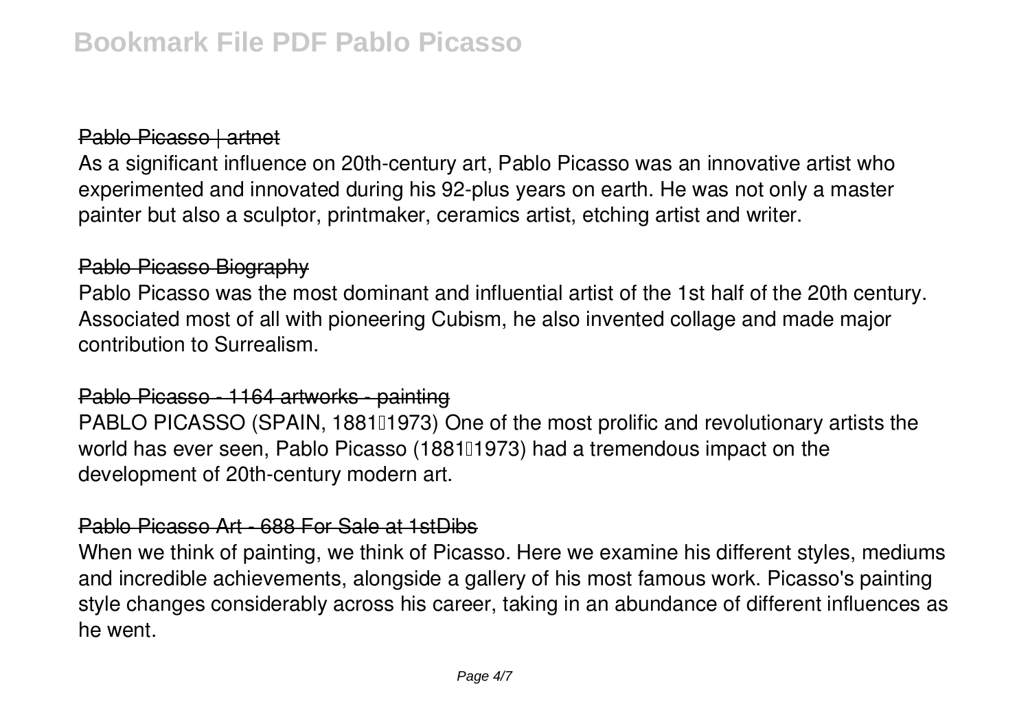## Pablo Picasso | artnet

As a significant influence on 20th-century art, Pablo Picasso was an innovative artist who experimented and innovated during his 92-plus years on earth. He was not only a master painter but also a sculptor, printmaker, ceramics artist, etching artist and writer.

## Pablo Picasso Biography

Pablo Picasso was the most dominant and influential artist of the 1st half of the 20th century. Associated most of all with pioneering Cubism, he also invented collage and made major contribution to Surrealism.

## Pablo Picasso - 1164 artworks - painting

PABLO PICASSO (SPAIN, 1881–1973) One of the most prolific and revolutionary artists the world has ever seen, Pablo Picasso (1881–1973) had a tremendous impact on the development of 20th-century modern art.

## Pablo Picasso Art - 688 For Sale at 1stDibs

When we think of painting, we think of Picasso. Here we examine his different styles, mediums and incredible achievements, alongside a gallery of his most famous work. Picasso's painting style changes considerably across his career, taking in an abundance of different influences as he went.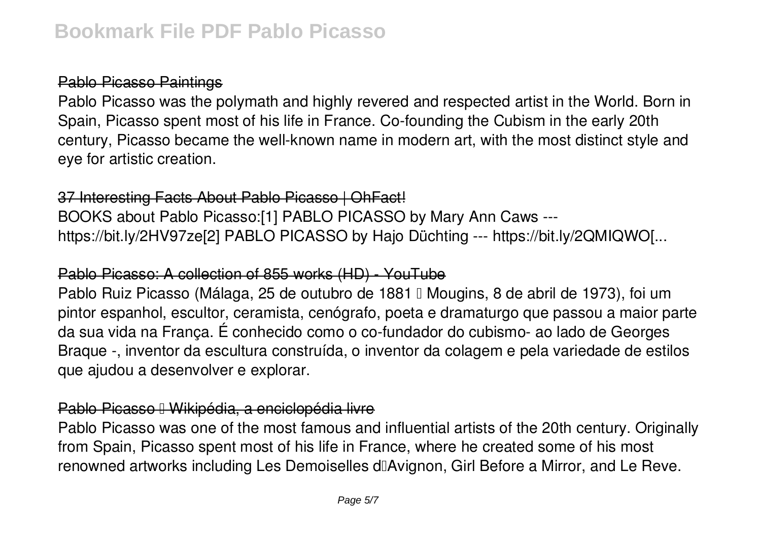## Pablo Picasso Paintings

Pablo Picasso was the polymath and highly revered and respected artist in the World. Born in Spain, Picasso spent most of his life in France. Co-founding the Cubism in the early 20th century, Picasso became the well-known name in modern art, with the most distinct style and eye for artistic creation.

## 37 Interesting Facts About Pablo Picasso | OhFact!

BOOKS about Pablo Picasso:[1] PABLO PICASSO by Mary Ann Caws --- https://bit.ly/2HV97ze[2] PABLO PICASSO by Hajo Düchting --- https://bit.ly/2QMIQWO[...

## Pablo Picasso: A collection of 855 works (HD) - YouTube

Pablo Ruiz Picasso (Málaga, 25 de outubro de 1881 – Mougins, 8 de abril de 1973), foi um pintor espanhol, escultor, ceramista, cenógrafo, poeta e dramaturgo que passou a maior parte da sua vida na França. É conhecido como o co-fundador do cubismo- ao lado de Georges Braque -, inventor da escultura construída, o inventor da colagem e pela variedade de estilos que ajudou a desenvolver e explorar.

## Pablo Picasso – Wikipédia, a enciclopédia livre

Pablo Picasso was one of the most famous and influential artists of the 20th century. Originally from Spain, Picasso spent most of his life in France, where he created some of his most renowned artworks including Les Demoiselles d'Avignon, Girl Before a Mirror, and Le Reve.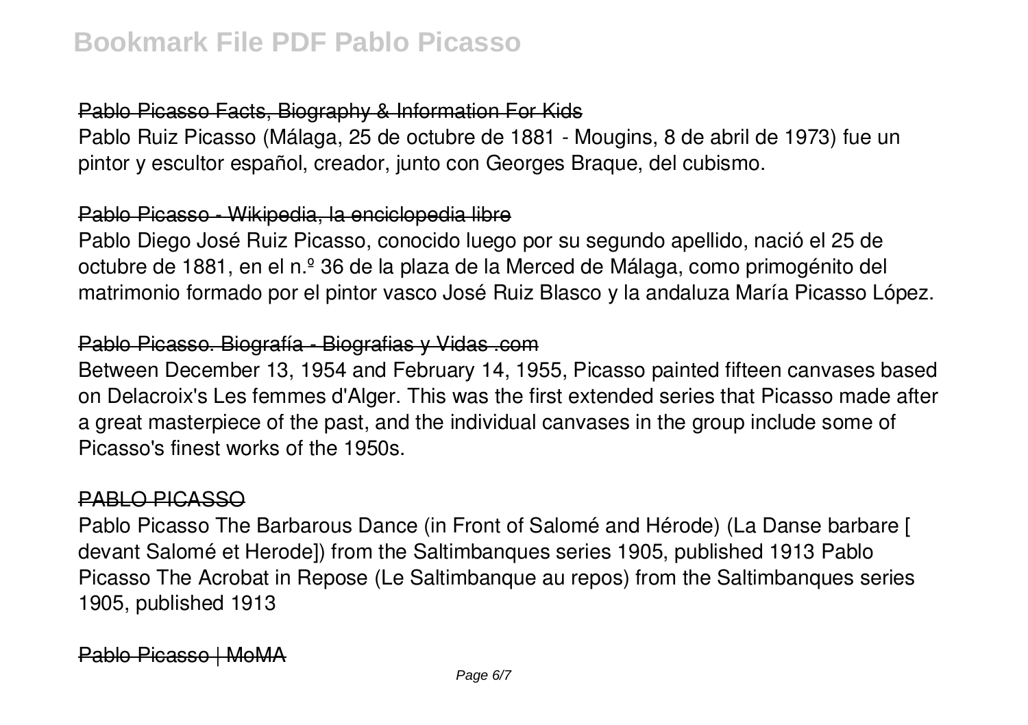## Pablo Picasso Facts, Biography & Information For Kids

Pablo Ruiz Picasso (Málaga, 25 de octubre de 1881 - Mougins, 8 de abril de 1973) fue un pintor y escultor español, creador, junto con Georges Braque, del cubismo.

## Pablo Picasso - Wikipedia, la enciclopedia libre

Pablo Diego José Ruiz Picasso, conocido luego por su segundo apellido, nació el 25 de octubre de 1881, en el n.º 36 de la plaza de la Merced de Málaga, como primogénito del matrimonio formado por el pintor vasco José Ruiz Blasco y la andaluza María Picasso López.

## Pablo Picasso. Biografía - Biografias y Vidas .com

Between December 13, 1954 and February 14, 1955, Picasso painted fifteen canvases based on Delacroix's Les femmes d'Alger. This was the first extended series that Picasso made after a great masterpiece of the past, and the individual canvases in the group include some of Picasso's finest works of the 1950s.

## PABLO PICASSO

Pablo Picasso The Barbarous Dance (in Front of Salomé and Hérode) (La Danse barbare [ devant Salomé et Herode]) from the Saltimbanques series 1905, published 1913 Pablo Picasso The Acrobat in Repose (Le Saltimbanque au repos) from the Saltimbanques series 1905, published 1913

## Pablo Picasso | MoMA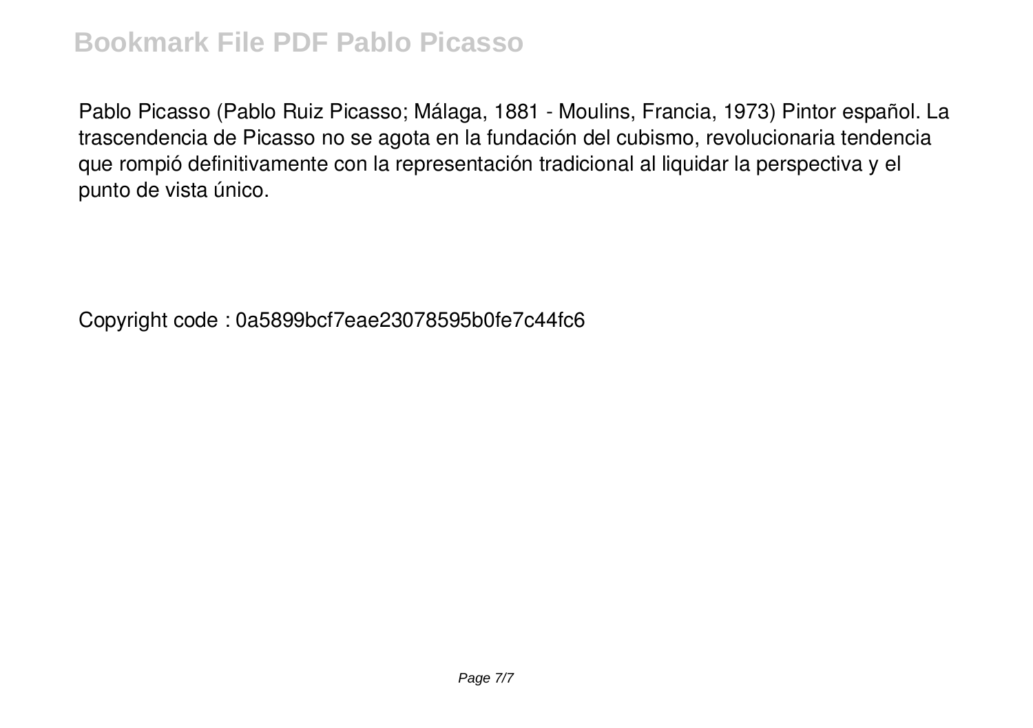Pablo Picasso (Pablo Ruiz Picasso; Málaga, 1881 - Moulins, Francia, 1973) Pintor español. La trascendencia de Picasso no se agota en la fundación del cubismo, revolucionaria tendencia que rompió definitivamente con la representación tradicional al liquidar la perspectiva y el punto de vista único.

Copyright code : 0a5899bcf7eae23078595b0fe7c44fc6